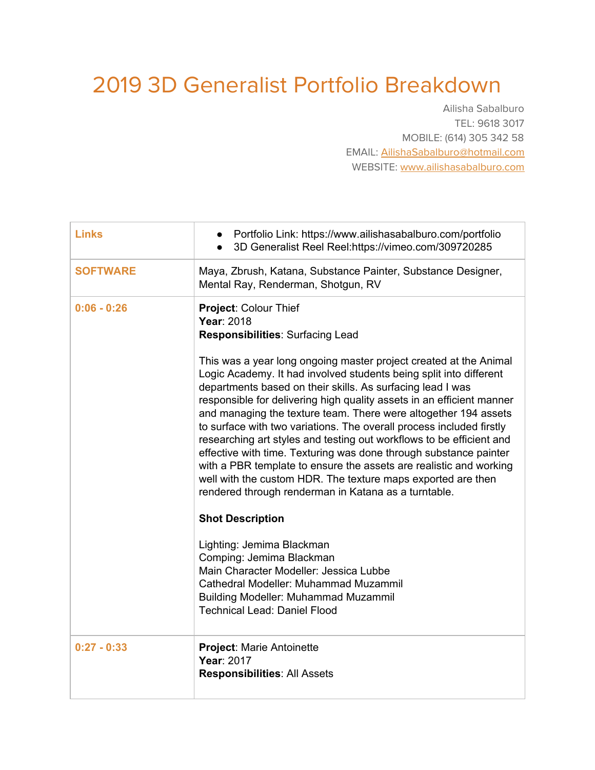# 2019 3D Generalist Portfolio Breakdown

Ailisha Sabalburo
TEL: 9618 3017
MOBILE: (614) 305 342 58
EMAIL: AilishaSabalburo@hotmail.com
WEBSITE: www.ailishasabalburo.com

| | |
|---|---|
| **Links** | • Portfolio Link: https://www.ailishasabalburo.com/portfolio<br>• 3D Generalist Reel Reel:https://vimeo.com/309720285 |
| **SOFTWARE** | Maya, Zbrush, Katana, Substance Painter, Substance Designer, Mental Ray, Renderman, Shotgun, RV |
| **0:06 - 0:26** | **Project**: Colour Thief<br>**Year**: 2018<br>**Responsibilities**: Surfacing Lead<br><br>This was a year long ongoing master project created at the Animal Logic Academy. It had involved students being split into different departments based on their skills. As surfacing lead I was responsible for delivering high quality assets in an efficient manner and managing the texture team. There were altogether 194 assets to surface with two variations. The overall process included firstly researching art styles and testing out workflows to be efficient and effective with time. Texturing was done through substance painter with a PBR template to ensure the assets are realistic and working well with the custom HDR. The texture maps exported are then rendered through renderman in Katana as a turntable.<br><br>**Shot Description**<br><br>Lighting: Jemima Blackman<br>Comping: Jemima Blackman<br>Main Character Modeller: Jessica Lubbe<br>Cathedral Modeller: Muhammad Muzammil<br>Building Modeller: Muhammad Muzammil<br>Technical Lead: Daniel Flood |
| **0:27 - 0:33** | **Project**: Marie Antoinette<br>**Year**: 2017<br>**Responsibilities**: All Assets |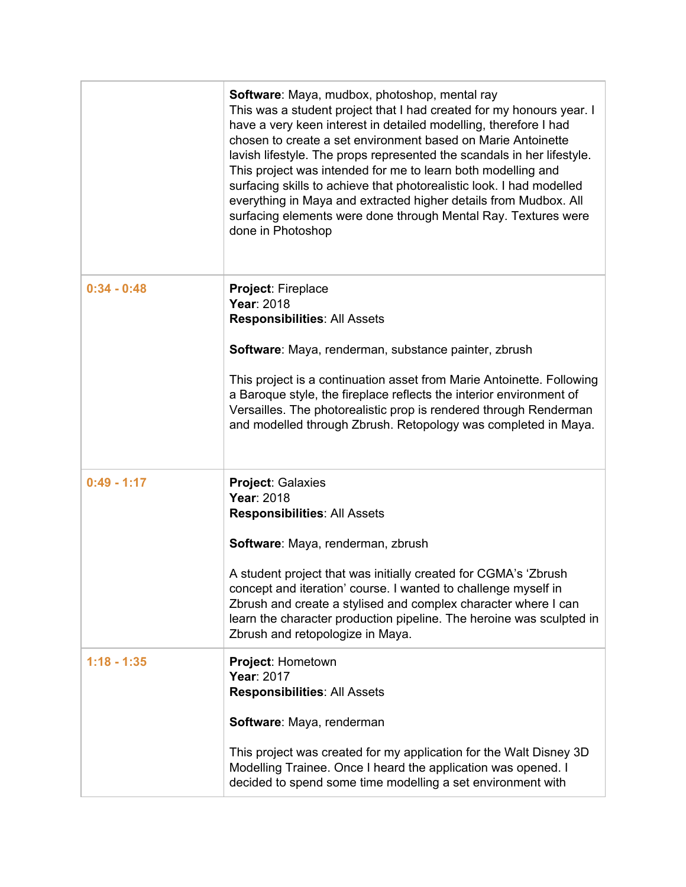| | |
|---|---|
| | **Software**: Maya, mudbox, photoshop, mental ray<br>This was a student project that I had created for my honours year. I have a very keen interest in detailed modelling, therefore I had chosen to create a set environment based on Marie Antoinette lavish lifestyle. The props represented the scandals in her lifestyle. This project was intended for me to learn both modelling and surfacing skills to achieve that photorealistic look. I had modelled everything in Maya and extracted higher details from Mudbox. All surfacing elements were done through Mental Ray. Textures were done in Photoshop |
| **0:34 - 0:48** | **Project**: Fireplace<br>**Year**: 2018<br>**Responsibilities**: All Assets<br><br>**Software**: Maya, renderman, substance painter, zbrush<br><br>This project is a continuation asset from Marie Antoinette. Following a Baroque style, the fireplace reflects the interior environment of Versailles. The photorealistic prop is rendered through Renderman and modelled through Zbrush. Retopology was completed in Maya. |
| **0:49 - 1:17** | **Project**: Galaxies<br>**Year**: 2018<br>**Responsibilities**: All Assets<br><br>**Software**: Maya, renderman, zbrush<br><br>A student project that was initially created for CGMA's 'Zbrush concept and iteration' course. I wanted to challenge myself in Zbrush and create a stylised and complex character where I can learn the character production pipeline. The heroine was sculpted in Zbrush and retopologize in Maya. |
| **1:18 - 1:35** | **Project**: Hometown<br>**Year**: 2017<br>**Responsibilities**: All Assets<br><br>**Software**: Maya, renderman<br><br>This project was created for my application for the Walt Disney 3D Modelling Trainee. Once I heard the application was opened. I decided to spend some time modelling a set environment with |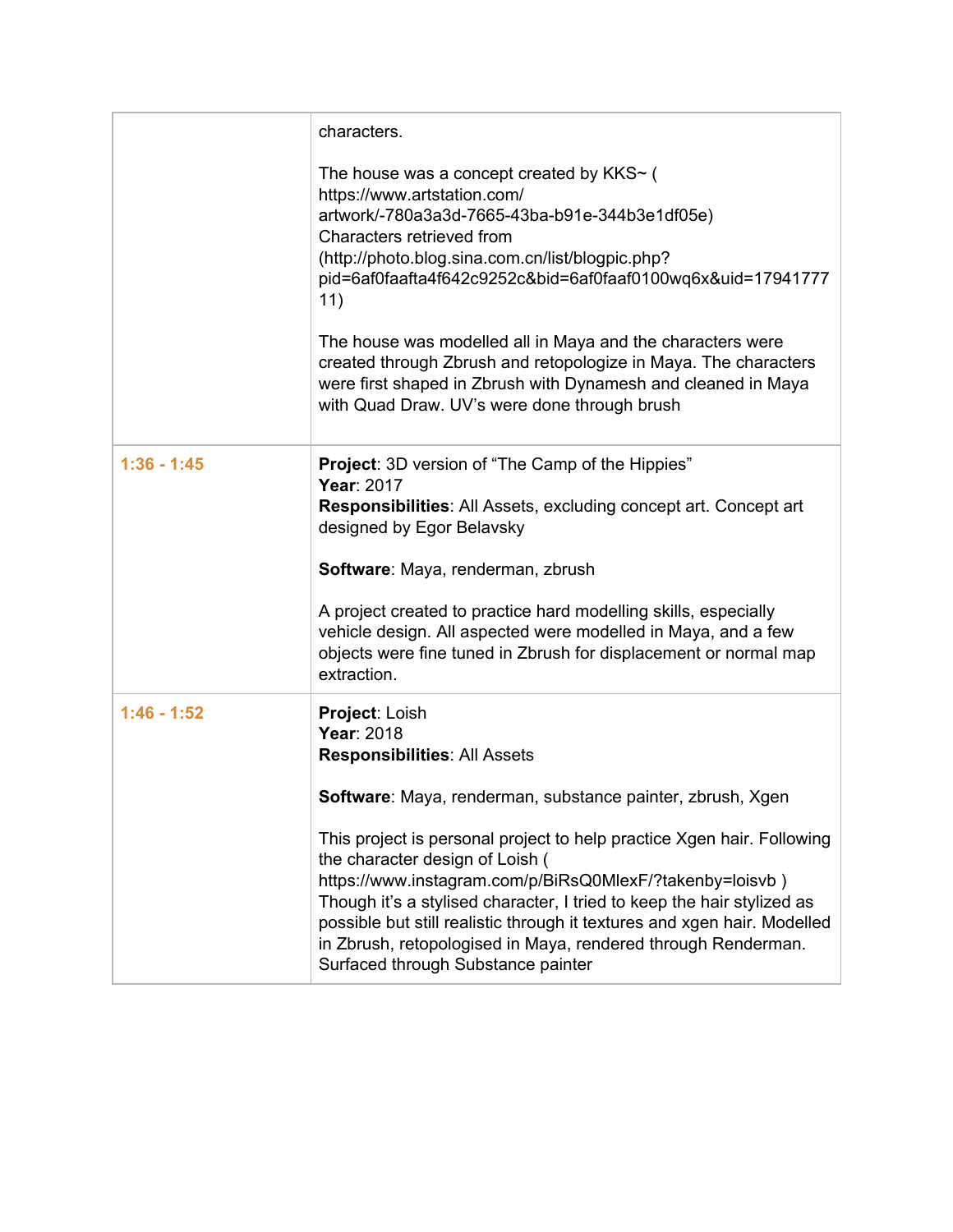| | |
|---|---|
| | characters.<br><br>The house was a concept created by KKS~ ( https://www.artstation.com/artwork/-780a3a3d-7665-43ba-b91e-344b3e1df05e)<br>Characters retrieved from (http://photo.blog.sina.com.cn/list/blogpic.php?pid=6af0faafta4f642c9252c&bid=6af0faaf0100wq6x&uid=1794177711)<br><br>The house was modelled all in Maya and the characters were created through Zbrush and retopologize in Maya. The characters were first shaped in Zbrush with Dynamesh and cleaned in Maya with Quad Draw. UV's were done through brush |
| **1:36 - 1:45** | **Project**: 3D version of "The Camp of the Hippies"<br>**Year**: 2017<br>**Responsibilities**: All Assets, excluding concept art. Concept art designed by Egor Belavsky<br><br>**Software**: Maya, renderman, zbrush<br><br>A project created to practice hard modelling skills, especially vehicle design. All aspected were modelled in Maya, and a few objects were fine tuned in Zbrush for displacement or normal map extraction. |
| **1:46 - 1:52** | **Project**: Loish<br>**Year**: 2018<br>**Responsibilities**: All Assets<br><br>**Software**: Maya, renderman, substance painter, zbrush, Xgen<br><br>This project is personal project to help practice Xgen hair. Following the character design of Loish ( https://www.instagram.com/p/BiRsQ0MlexF/?takenby=loisvb )<br>Though it's a stylised character, I tried to keep the hair stylized as possible but still realistic through it textures and xgen hair. Modelled in Zbrush, retopologised in Maya, rendered through Renderman. Surfaced through Substance painter |